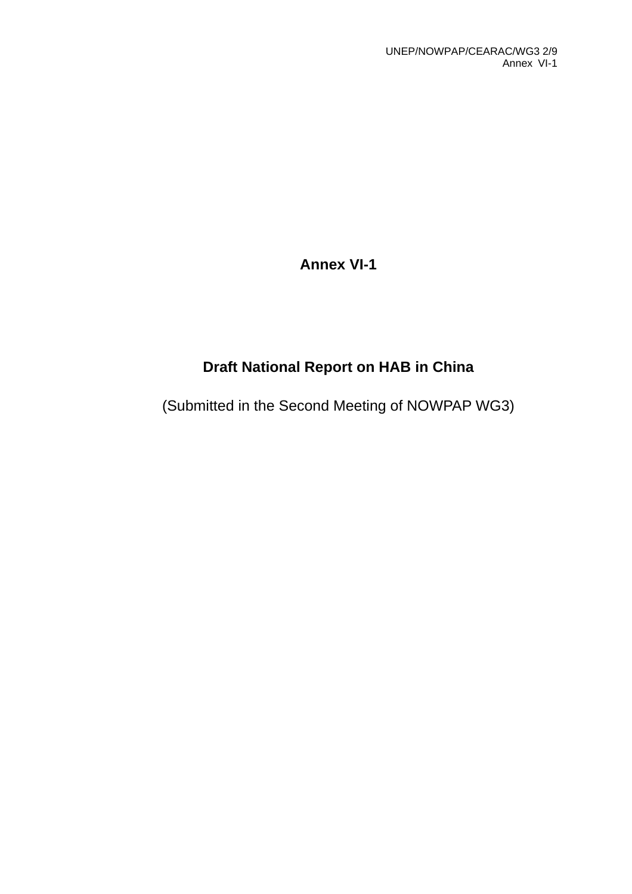# Annex VI-1

# Draft National Report on HAB in China

(Submitted in the Second Meeting of NOWPAP WG3)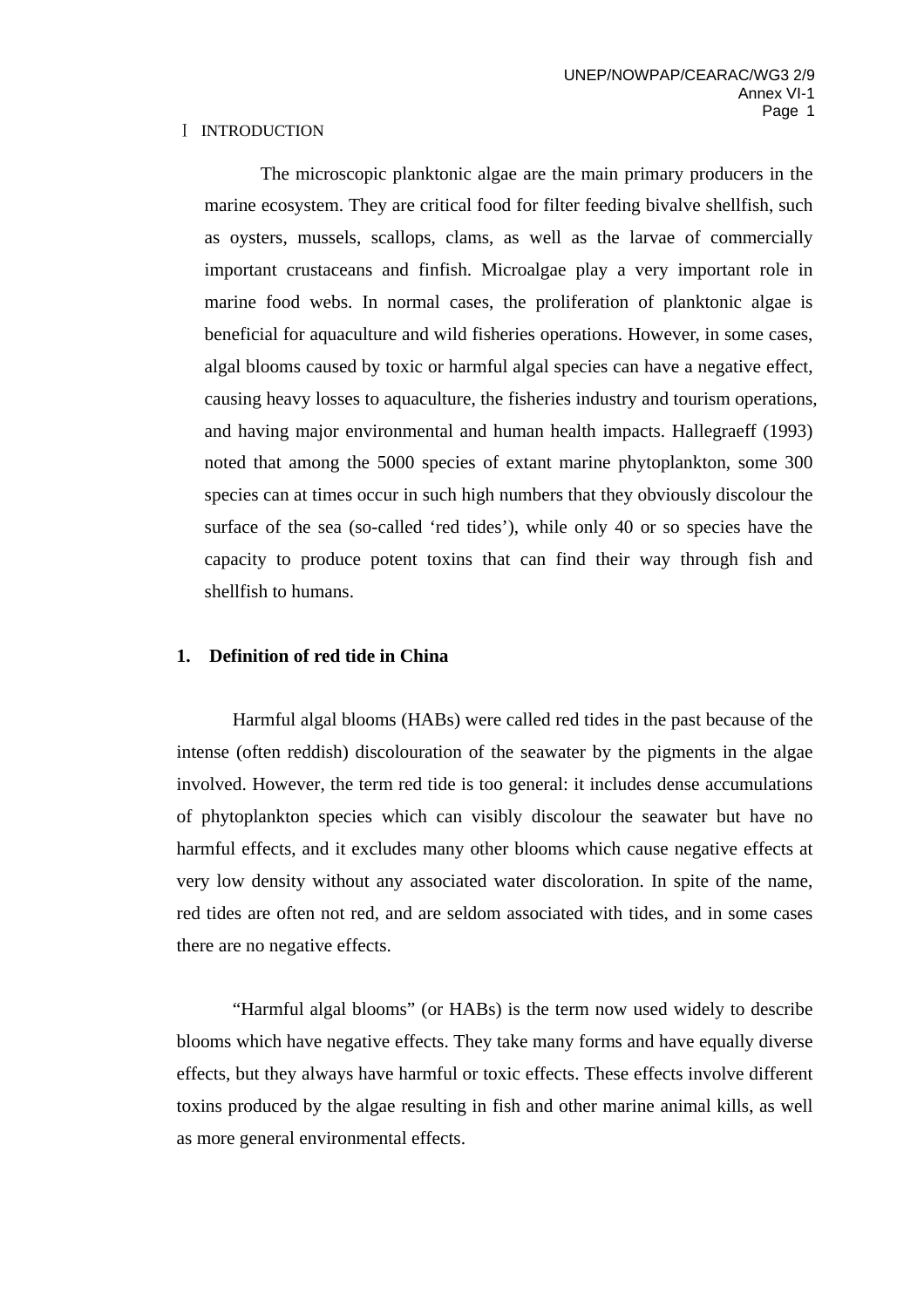# Ⅰ INTRODUCTION

The microscopic planktonic algae are the main primary producers in the marine ecosystem. They are critical food for filter feeding bivalve shellfish, such as oysters, mussels, scallops, clams, as well as the larvae of commercially important crustaceans and finfish. Microalgae play a very important role in marine food webs. In normal cases, the proliferation of planktonic algae is beneficial for aquaculture and wild fisheries operations. However, in some cases, algal blooms caused by toxic or harmful algal species can have a negative effect, causing heavy losses to aquaculture, the fisheries industry and tourism operations, and having major environmental and human health impacts. Hallegraeff (1993) noted that among the 5000 species of extant marine phytoplankton, some 300 species can at times occur in such high numbers that they obviously discolour the surface of the sea (so-called 'red tides'), while only 40 or so species have the capacity to produce potent toxins that can find their way through fish and shellfish to humans.

## 1. Definition of red tide in China

Harmful algal blooms (HABs) were called red tides in the past because of the intense (often reddish) discolouration of the seawater by the pigments in the algae involved. However, the term red tide is too general: it includes dense accumulations of phytoplankton species which can visibly discolour the seawater but have no harmful effects, and it excludes many other blooms which cause negative effects at very low density without any associated water discoloration. In spite of the name, red tides are often not red, and are seldom associated with tides, and in some cases there are no negative effects.

"Harmful algal blooms" (or HABs) is the term now used widely to describe blooms which have negative effects. They take many forms and have equally diverse effects, but they always have harmful or toxic effects. These effects involve different toxins produced by the algae resulting in fish and other marine animal kills, as well as more general environmental effects.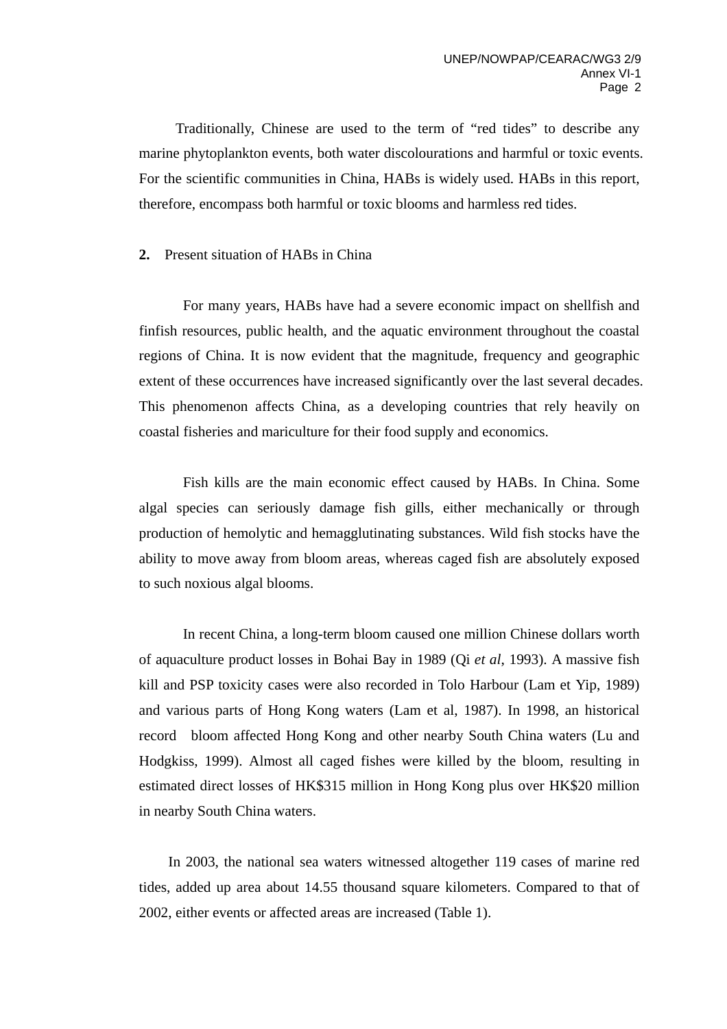Traditionally, Chinese are used to the term of “red tides” to describe any marine phytoplankton events, both water discolourations and harmful or toxic events. For the scientific communities in China, HABs is widely used. HABs in this report, therefore, encompass both harmful or toxic blooms and harmless red tides.

## 2. Present situation of HABs in China

For many years, HABs have had a severe economic impact on shellfish and finfish resources, public health, and the aquatic environment throughout the coastal regions of China. It is now evident that the magnitude, frequency and geographic extent of these occurrences have increased significantly over the last several decades. This phenomenon affects China, as a developing countries that rely heavily on coastal fisheries and mariculture for their food supply and economics.

Fish kills are the main economic effect caused by HABs. In China. Some algal species can seriously damage fish gills, either mechanically or through production of hemolytic and hemagglutinating substances. Wild fish stocks have the ability to move away from bloom areas, whereas caged fish are absolutely exposed to such noxious algal blooms.

In recent China, a long-term bloom caused one million Chinese dollars worth of aquaculture product losses in Bohai Bay in 1989 (Qi *et al*, 1993). A massive fish kill and PSP toxicity cases were also recorded in Tolo Harbour (Lam et Yip, 1989) and various parts of Hong Kong waters (Lam et al, 1987). In 1998, an historical record bloom affected Hong Kong and other nearby South China waters (Lu and Hodgkiss, 1999). Almost all caged fishes were killed by the bloom, resulting in estimated direct losses of HK$315 million in Hong Kong plus over HK$20 million in nearby South China waters.

In 2003, the national sea waters witnessed altogether 119 cases of marine red tides, added up area about 14.55 thousand square kilometers. Compared to that of 2002, either events or affected areas are increased (Table 1).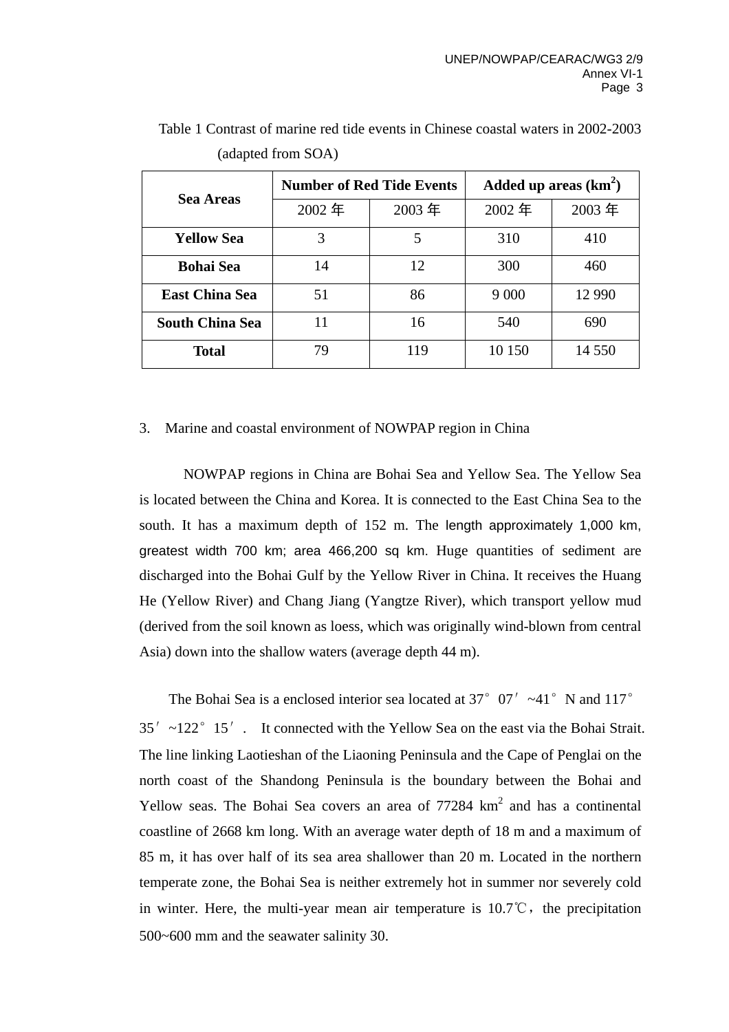Table 1 Contrast of marine red tide events in Chinese coastal waters in 2002-2003 (adapted from SOA)

| Sea Areas | Number of Red Tide Events | | Added up areas ($km^2$) | |
|---|---|---|---|---|
| | 2002 年 | 2003 年 | 2002 年 | 2003 年 |
| **Yellow Sea** | 3 | 5 | 310 | 410 |
| **Bohai Sea** | 14 | 12 | 300 | 460 |
| **East China Sea** | 51 | 86 | 9 000 | 12 990 |
| **South China Sea** | 11 | 16 | 540 | 690 |
| **Total** | 79 | 119 | 10 150 | 14 550 |

3. Marine and coastal environment of NOWPAP region in China

NOWPAP regions in China are Bohai Sea and Yellow Sea. The Yellow Sea is located between the China and Korea. It is connected to the East China Sea to the south. It has a maximum depth of 152 m. The length approximately 1,000 km, greatest width 700 km; area 466,200 sq km. Huge quantities of sediment are discharged into the Bohai Gulf by the Yellow River in China. It receives the Huang He (Yellow River) and Chang Jiang (Yangtze River), which transport yellow mud (derived from the soil known as loess, which was originally wind-blown from central Asia) down into the shallow waters (average depth 44 m).

The Bohai Sea is a enclosed interior sea located at 37°07′~41°N and 117°35′~122°15′. It connected with the Yellow Sea on the east via the Bohai Strait. The line linking Laotieshan of the Liaoning Peninsula and the Cape of Penglai on the north coast of the Shandong Peninsula is the boundary between the Bohai and Yellow seas. The Bohai Sea covers an area of 77284 $km^2$ and has a continental coastline of 2668 km long. With an average water depth of 18 m and a maximum of 85 m, it has over half of its sea area shallower than 20 m. Located in the northern temperate zone, the Bohai Sea is neither extremely hot in summer nor severely cold in winter. Here, the multi-year mean air temperature is 10.7℃，the precipitation 500~600 mm and the seawater salinity 30.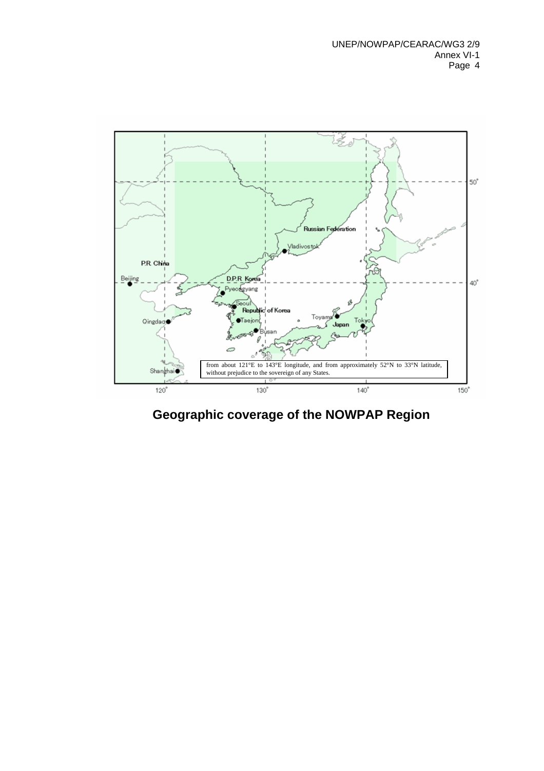from about 121°E to 143°E longitude, and from approximately 52°N to 33°N latitude, without prejudice to the sovereign of any States.

**Geographic coverage of the NOWPAP Region**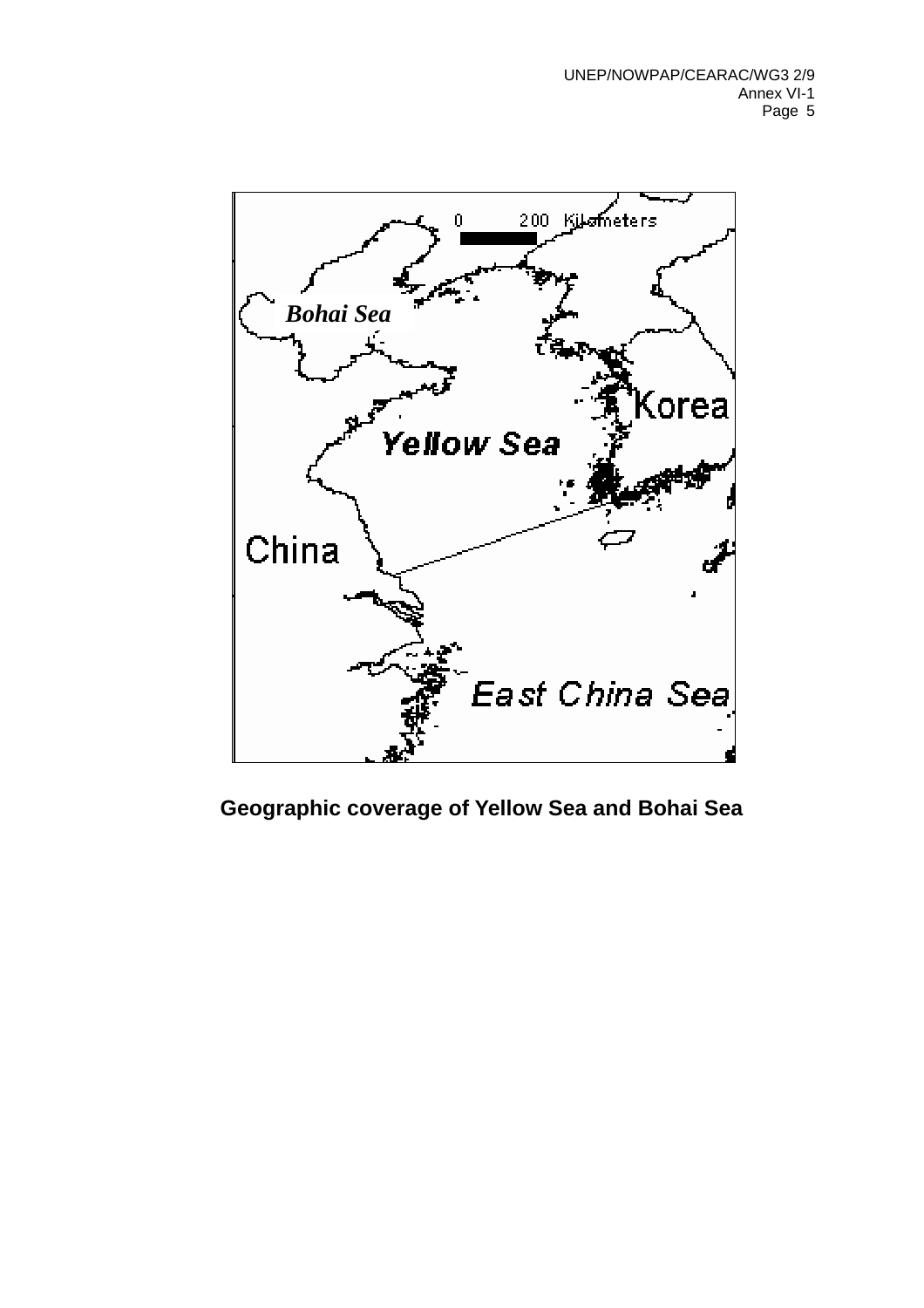**Geographic coverage of Yellow Sea and Bohai Sea**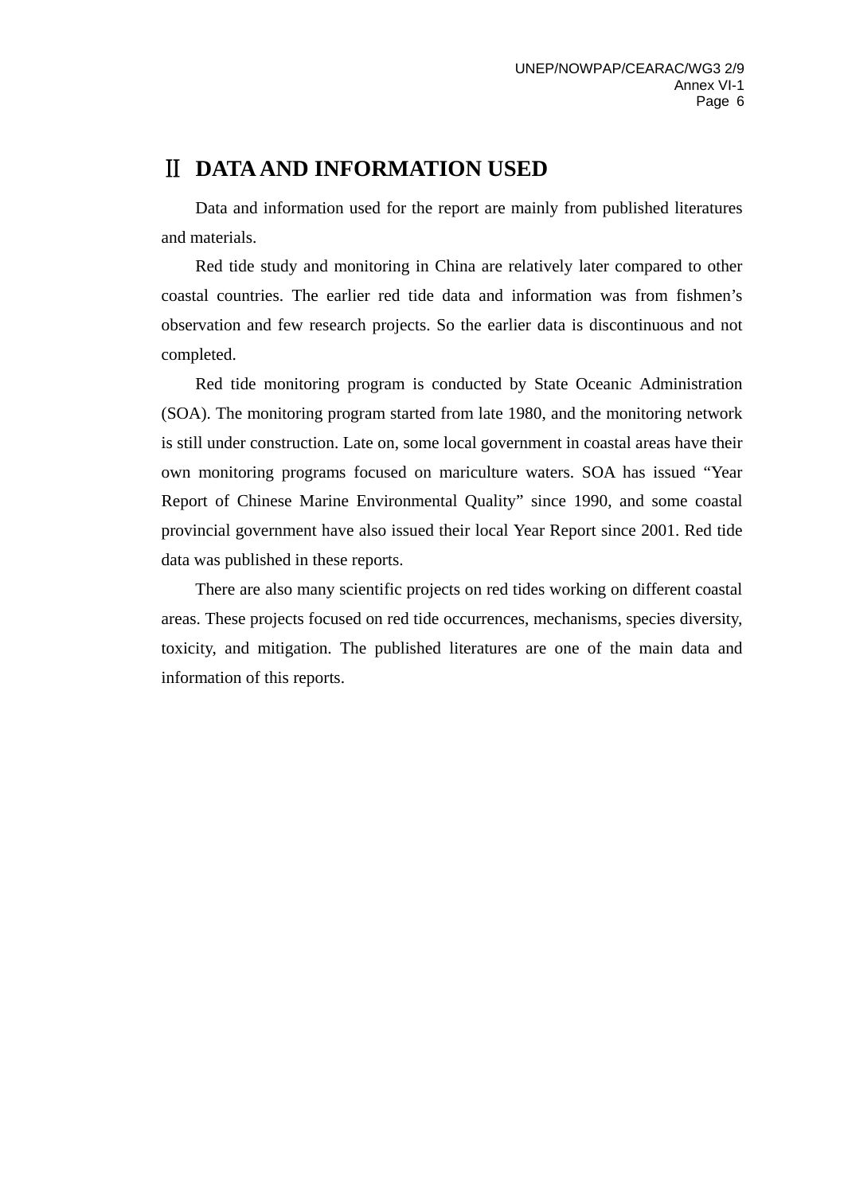# Ⅱ DATA AND INFORMATION USED

Data and information used for the report are mainly from published literatures and materials.

Red tide study and monitoring in China are relatively later compared to other coastal countries. The earlier red tide data and information was from fishmen's observation and few research projects. So the earlier data is discontinuous and not completed.

Red tide monitoring program is conducted by State Oceanic Administration (SOA). The monitoring program started from late 1980, and the monitoring network is still under construction. Late on, some local government in coastal areas have their own monitoring programs focused on mariculture waters. SOA has issued "Year Report of Chinese Marine Environmental Quality" since 1990, and some coastal provincial government have also issued their local Year Report since 2001. Red tide data was published in these reports.

There are also many scientific projects on red tides working on different coastal areas. These projects focused on red tide occurrences, mechanisms, species diversity, toxicity, and mitigation. The published literatures are one of the main data and information of this reports.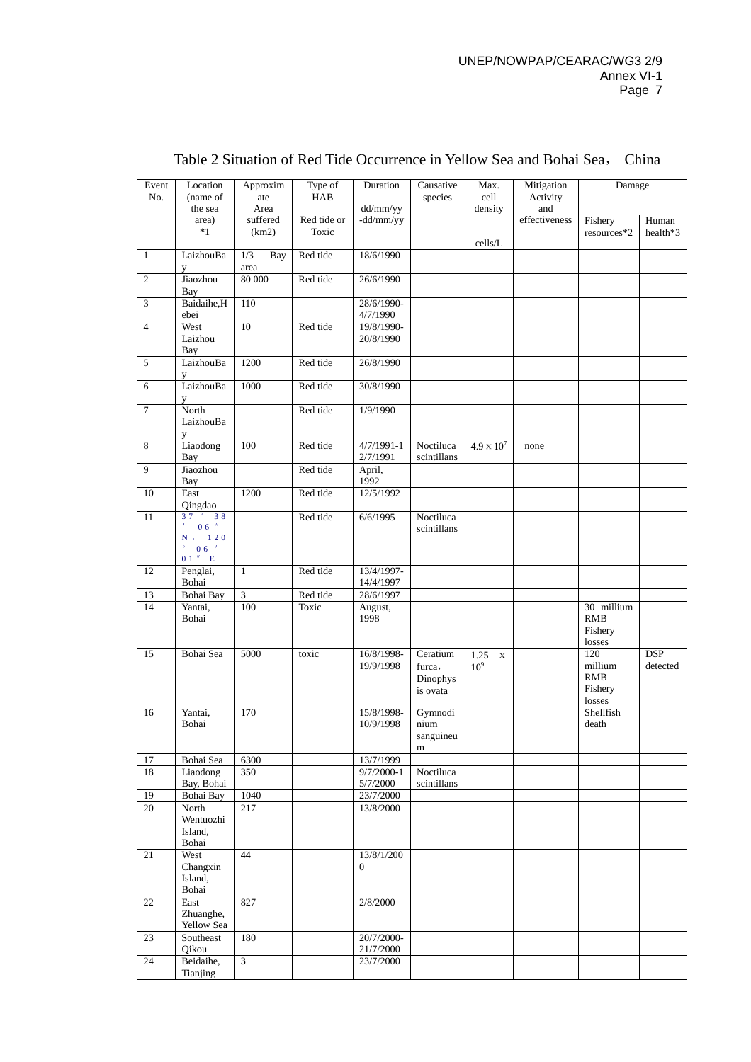## Table 2 Situation of Red Tide Occurrence in Yellow Sea and Bohai Sea， China

| Event No. | Location (name of the sea area) *1 | Approximate Area suffered (km2) | Type of HAB Red tide or Toxic | Duration dd/mm/yy -dd/mm/yy | Causative species | Max. cell density cells/L | Mitigation Activity and effectiveness | Damage | |
|---|---|---|---|---|---|---|---|---|---|
| | | | | | | | | Fishery resources*2 | Human health*3 |
| 1 | LaizhouBay | 1/3 Bay area | Red tide | 18/6/1990 | | | | | |
| 2 | Jiaozhou Bay | 80 000 | Red tide | 26/6/1990 | | | | | |
| 3 | Baidaihe,Hebei | 110 | | 28/6/1990-4/7/1990 | | | | | |
| 4 | West Laizhou Bay | 10 | Red tide | 19/8/1990-20/8/1990 | | | | | |
| 5 | LaizhouBay | 1200 | Red tide | 26/8/1990 | | | | | |
| 6 | LaizhouBay | 1000 | Red tide | 30/8/1990 | | | | | |
| 7 | North LaizhouBay | | Red tide | 1/9/1990 | | | | | |
| 8 | Liaodong Bay | 100 | Red tide | 4/7/1991-12/7/1991 | Noctiluca scintillans | $4.9 \times 10^7$ | none | | |
| 9 | Jiaozhou Bay | | Red tide | April, 1992 | | | | | |
| 10 | East Qingdao | 1200 | Red tide | 12/5/1992 | | | | | |
| 11 | 37°38′06″N，120°06′01″E | | Red tide | 6/6/1995 | Noctiluca scintillans | | | | |
| 12 | Penglai, Bohai | 1 | Red tide | 13/4/1997-14/4/1997 | | | | | |
| 13 | Bohai Bay | 3 | Red tide | 28/6/1997 | | | | | |
| 14 | Yantai, Bohai | 100 | Toxic | August, 1998 | | | | 30 millium RMB Fishery losses | |
| 15 | Bohai Sea | 5000 | toxic | 16/8/1998-19/9/1998 | Ceratium furca，Dinophysis ovata | $1.25 \times 10^9$ | | 120 millium RMB Fishery losses | DSP detected |
| 16 | Yantai, Bohai | 170 | | 15/8/1998-10/9/1998 | Gymnodinium sanguineum | | | Shellfish death | |
| 17 | Bohai Sea | 6300 | | 13/7/1999 | | | | | |
| 18 | Liaodong Bay, Bohai | 350 | | 9/7/2000-15/7/2000 | Noctiluca scintillans | | | | |
| 19 | Bohai Bay | 1040 | | 23/7/2000 | | | | | |
| 20 | North Wentuozhi Island, Bohai | 217 | | 13/8/2000 | | | | | |
| 21 | West Changxin Island, Bohai | 44 | | 13/8/1/2000 | | | | | |
| 22 | East Zhuanghe, Yellow Sea | 827 | | 2/8/2000 | | | | | |
| 23 | Southeast Qikou | 180 | | 20/7/2000-21/7/2000 | | | | | |
| 24 | Beidaihe, Tianjing | 3 | | 23/7/2000 | | | | | |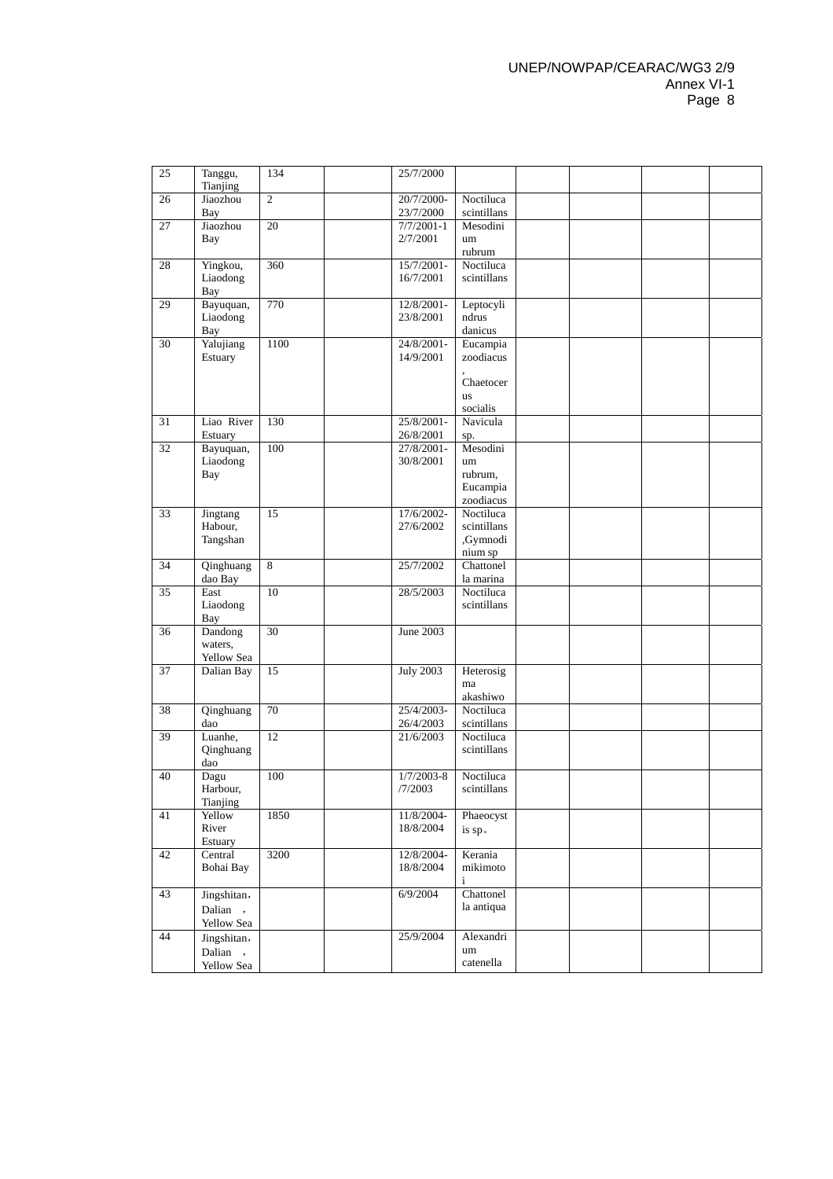| 25 | Tanggu, Tianjing | 134 | | 25/7/2000 | | | | | |
|---|---|---|---|---|---|---|---|---|---|
| 26 | Jiaozhou Bay | 2 | | 20/7/2000-23/7/2000 | Noctiluca scintillans | | | | |
| 27 | Jiaozhou Bay | 20 | | 7/7/2001-12/7/2001 | Mesodinium rubrum | | | | |
| 28 | Yingkou, Liaodong Bay | 360 | | 15/7/2001-16/7/2001 | Noctiluca scintillans | | | | |
| 29 | Bayuquan, Liaodong Bay | 770 | | 12/8/2001-23/8/2001 | Leptocylindrus danicus | | | | |
| 30 | Yalujiang Estuary | 1100 | | 24/8/2001-14/9/2001 | Eucampia zoodiacus, Chaetocerus socialis | | | | |
| 31 | Liao River Estuary | 130 | | 25/8/2001-26/8/2001 | Navicula sp. | | | | |
| 32 | Bayuquan, Liaodong Bay | 100 | | 27/8/2001-30/8/2001 | Mesodinium rubrum, Eucampia zoodiacus | | | | |
| 33 | Jingtang Habour, Tangshan | 15 | | 17/6/2002-27/6/2002 | Noctiluca scintillans ,Gymnodinium sp | | | | |
| 34 | Qinghuangdao Bay | 8 | | 25/7/2002 | Chattonella marina | | | | |
| 35 | East Liaodong Bay | 10 | | 28/5/2003 | Noctiluca scintillans | | | | |
| 36 | Dandong waters, Yellow Sea | 30 | | June 2003 | | | | | |
| 37 | Dalian Bay | 15 | | July 2003 | Heterosigma akashiwo | | | | |
| 38 | Qinghuangdao | 70 | | 25/4/2003-26/4/2003 | Noctiluca scintillans | | | | |
| 39 | Luanhe, Qinghuangdao | 12 | | 21/6/2003 | Noctiluca scintillans | | | | |
| 40 | Dagu Harbour, Tianjing | 100 | | 1/7/2003-8/7/2003 | Noctiluca scintillans | | | | |
| 41 | Yellow River Estuary | 1850 | | 11/8/2004-18/8/2004 | Phaeocystis sp。 | | | | |
| 42 | Central Bohai Bay | 3200 | | 12/8/2004-18/8/2004 | Kerania mikimotoi | | | | |
| 43 | Jingshitan，Dalian ，Yellow Sea | | | 6/9/2004 | Chattonella antiqua | | | | |
| 44 | Jingshitan，Dalian ，Yellow Sea | | | 25/9/2004 | Alexandrium catenella | | | | |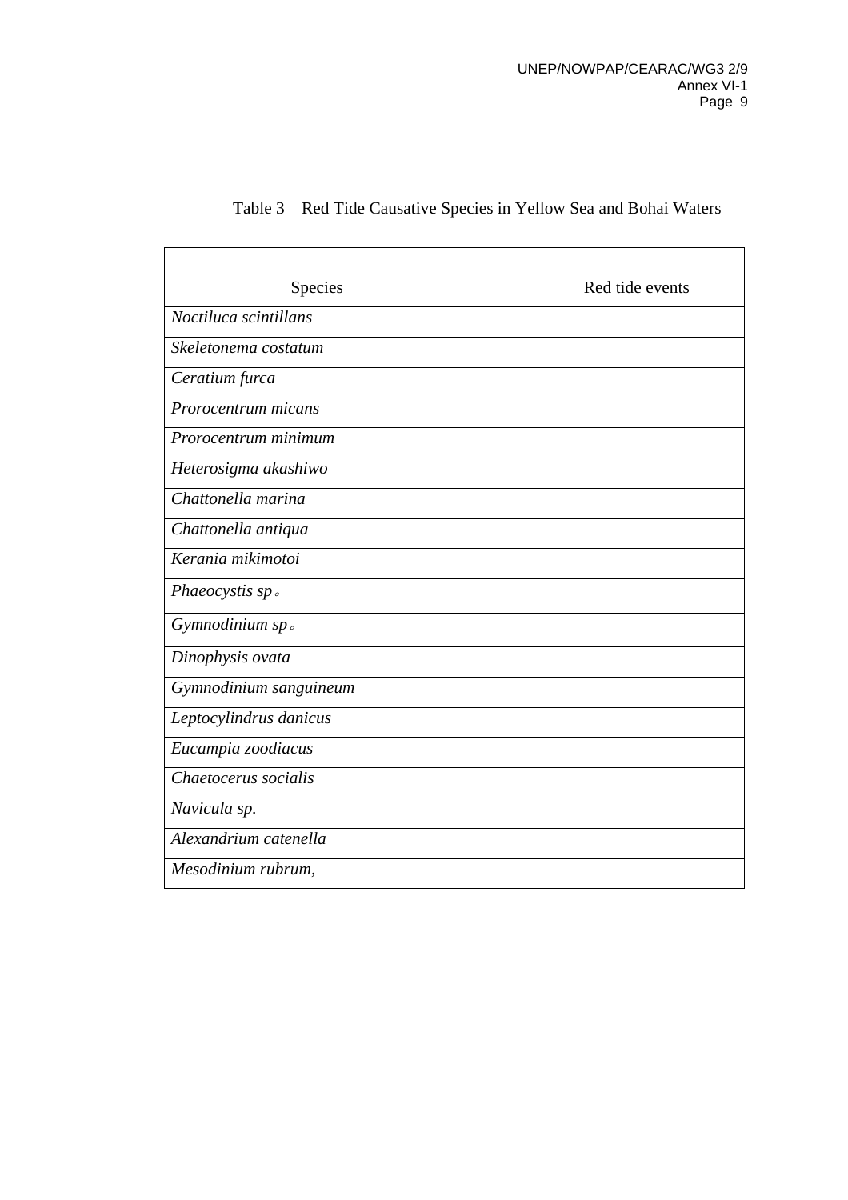Table 3 Red Tide Causative Species in Yellow Sea and Bohai Waters

| Species | Red tide events |
|---|---|
| *Noctiluca scintillans* | |
| *Skeletonema costatum* | |
| *Ceratium furca* | |
| *Prorocentrum micans* | |
| *Prorocentrum minimum* | |
| *Heterosigma akashiwo* | |
| *Chattonella marina* | |
| *Chattonella antiqua* | |
| *Kerania mikimotoi* | |
| *Phaeocystis sp*。 | |
| *Gymnodinium sp*。 | |
| *Dinophysis ovata* | |
| *Gymnodinium sanguineum* | |
| *Leptocylindrus danicus* | |
| *Eucampia zoodiacus* | |
| *Chaetocerus socialis* | |
| *Navicula sp.* | |
| *Alexandrium catenella* | |
| *Mesodinium rubrum*, | |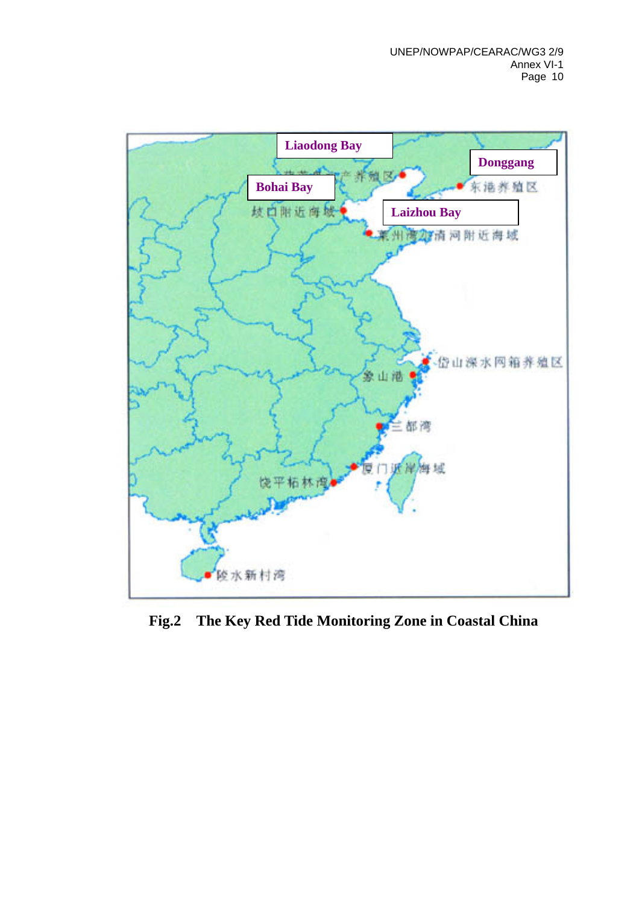Fig.2 The Key Red Tide Monitoring Zone in Coastal China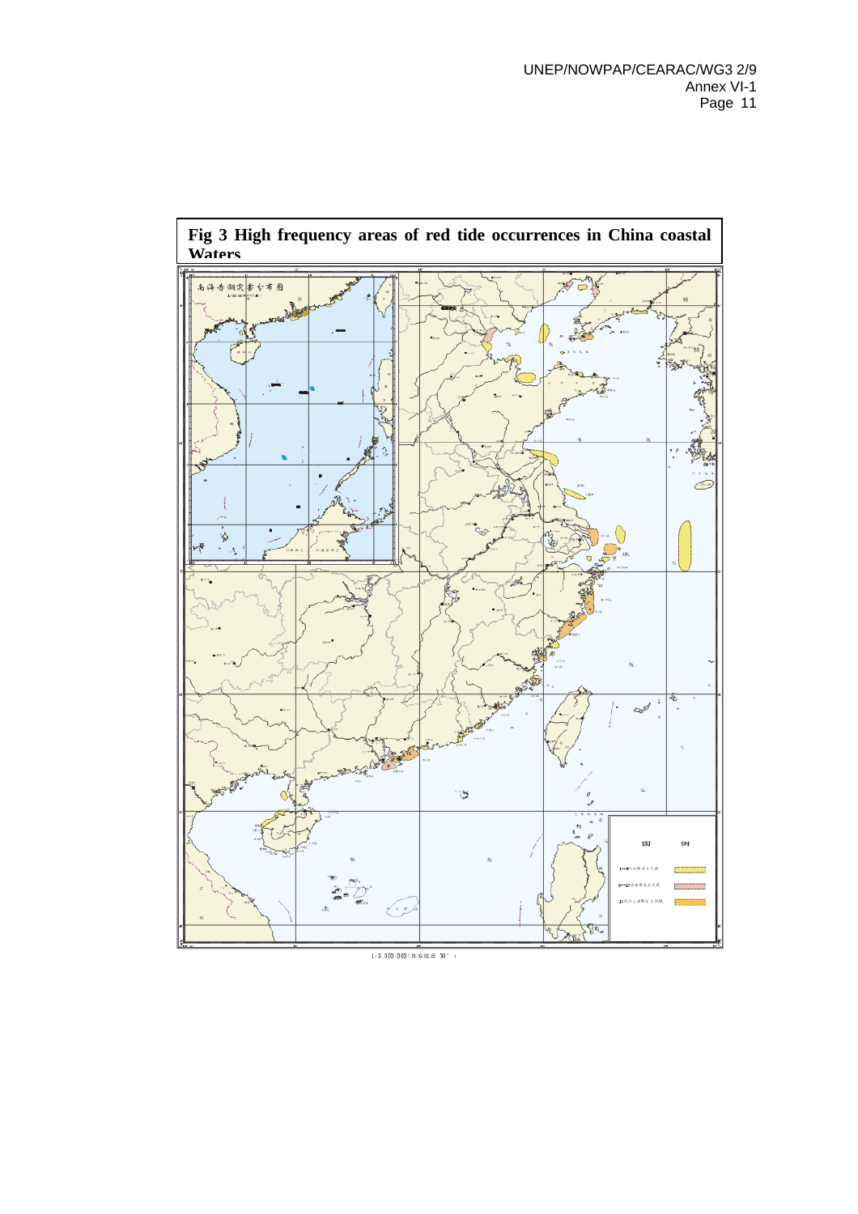**Fig 3 High frequency areas of red tide occurrences in China coastal Waters**